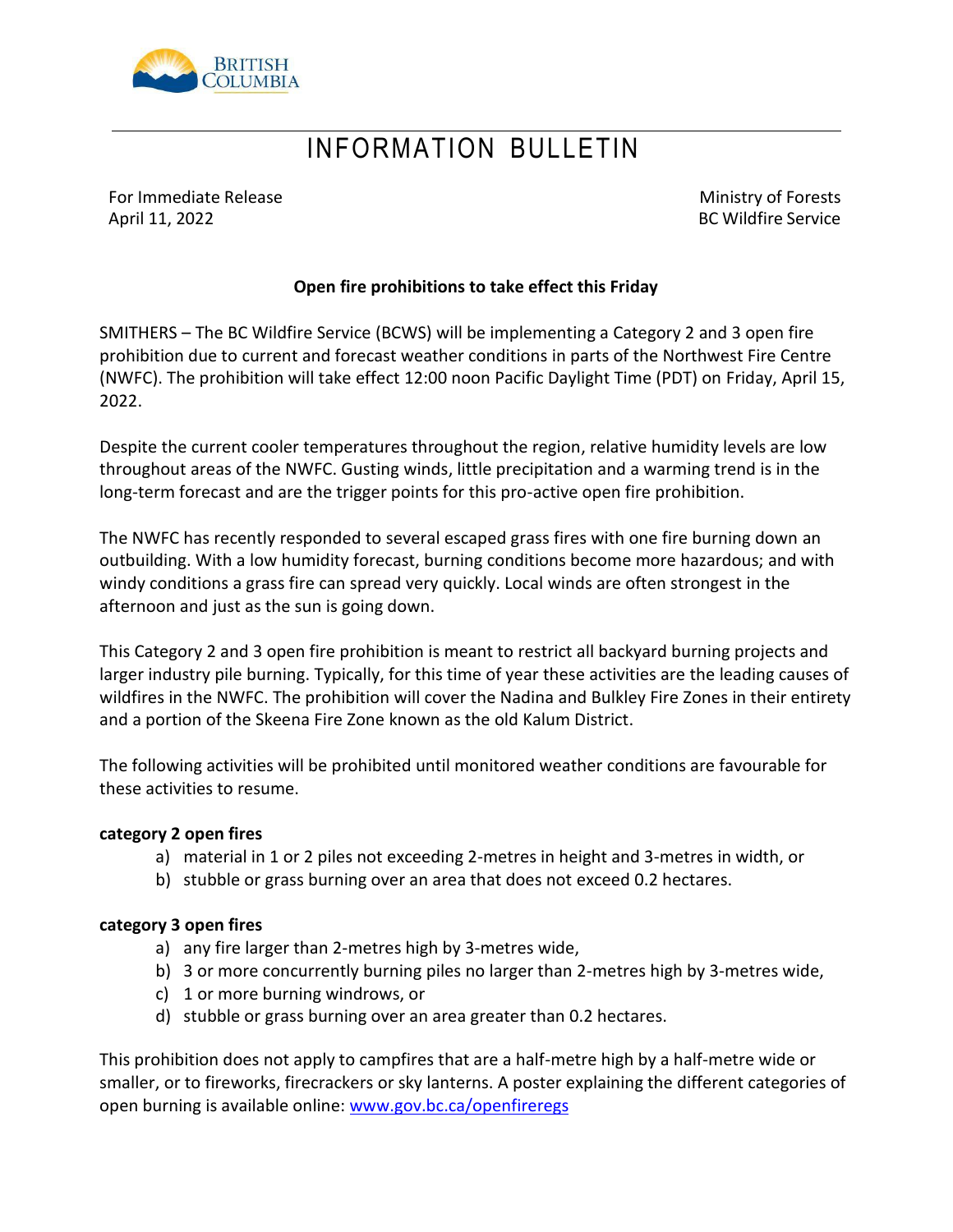# INFORMATION BULLETIN

For Immediate Release
April 11, 2022

Ministry of Forests
BC Wildfire Service

**Open fire prohibitions to take effect this Friday**

SMITHERS – The BC Wildfire Service (BCWS) will be implementing a Category 2 and 3 open fire prohibition due to current and forecast weather conditions in parts of the Northwest Fire Centre (NWFC). The prohibition will take effect 12:00 noon Pacific Daylight Time (PDT) on Friday, April 15, 2022.

Despite the current cooler temperatures throughout the region, relative humidity levels are low throughout areas of the NWFC. Gusting winds, little precipitation and a warming trend is in the long-term forecast and are the trigger points for this pro-active open fire prohibition.

The NWFC has recently responded to several escaped grass fires with one fire burning down an outbuilding. With a low humidity forecast, burning conditions become more hazardous; and with windy conditions a grass fire can spread very quickly. Local winds are often strongest in the afternoon and just as the sun is going down.

This Category 2 and 3 open fire prohibition is meant to restrict all backyard burning projects and larger industry pile burning. Typically, for this time of year these activities are the leading causes of wildfires in the NWFC. The prohibition will cover the Nadina and Bulkley Fire Zones in their entirety and a portion of the Skeena Fire Zone known as the old Kalum District.

The following activities will be prohibited until monitored weather conditions are favourable for these activities to resume.

**category 2 open fires**

a) material in 1 or 2 piles not exceeding 2-metres in height and 3-metres in width, or
b) stubble or grass burning over an area that does not exceed 0.2 hectares.

**category 3 open fires**

a) any fire larger than 2-metres high by 3-metres wide,
b) 3 or more concurrently burning piles no larger than 2-metres high by 3-metres wide,
c) 1 or more burning windrows, or
d) stubble or grass burning over an area greater than 0.2 hectares.

This prohibition does not apply to campfires that are a half-metre high by a half-metre wide or smaller, or to fireworks, firecrackers or sky lanterns. A poster explaining the different categories of open burning is available online: [www.gov.bc.ca/openfireregs](http://www.gov.bc.ca/openfireregs)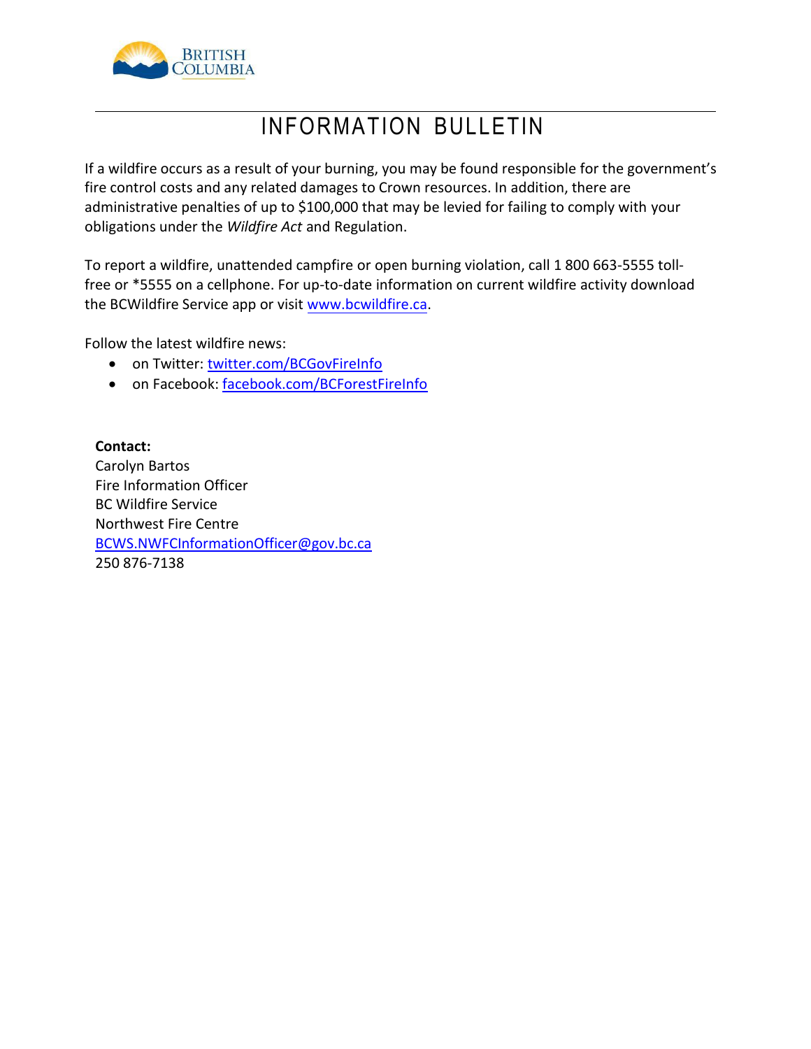# INFORMATION BULLETIN

If a wildfire occurs as a result of your burning, you may be found responsible for the government's fire control costs and any related damages to Crown resources. In addition, there are administrative penalties of up to $100,000 that may be levied for failing to comply with your obligations under the *Wildfire Act* and Regulation.

To report a wildfire, unattended campfire or open burning violation, call 1 800 663-5555 toll-free or *5555 on a cellphone. For up-to-date information on current wildfire activity download the BCWildfire Service app or visit www.bcwildfire.ca.

Follow the latest wildfire news:

- on Twitter: twitter.com/BCGovFireInfo
- on Facebook: facebook.com/BCForestFireInfo

**Contact:**
Carolyn Bartos
Fire Information Officer
BC Wildfire Service
Northwest Fire Centre
BCWS.NWFCInformationOfficer@gov.bc.ca
250 876-7138